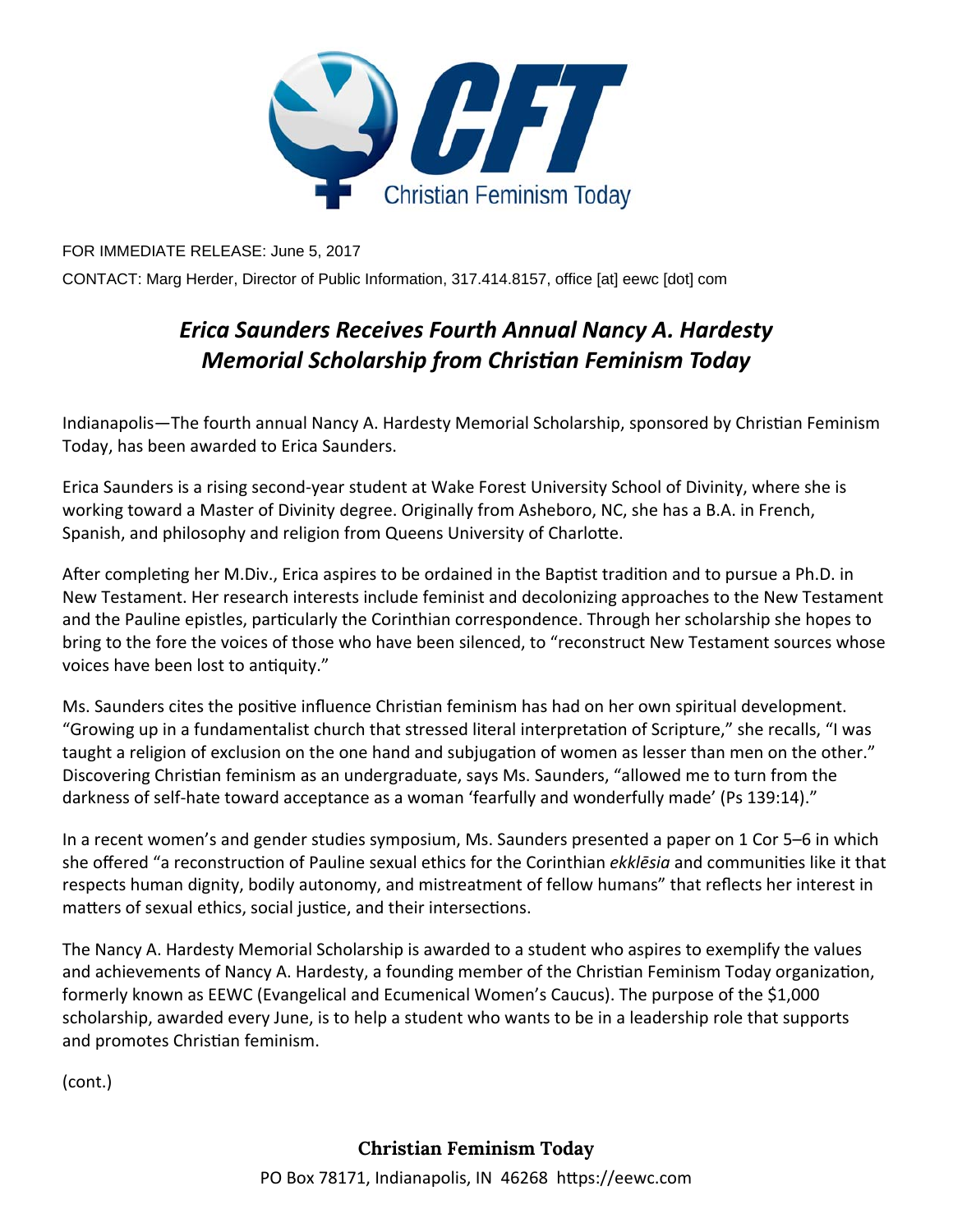Christian Feminism Today

FOR IMMEDIATE RELEASE: June 5, 2017

CONTACT: Marg Herder, Director of Public Information, 317.414.8157, office [at] eewc [dot] com

# *Erica Saunders Receives Fourth Annual Nancy A. Hardesty Memorial Scholarship from Christian Feminism Today*

Indianapolis—The fourth annual Nancy A. Hardesty Memorial Scholarship, sponsored by Christian Feminism Today, has been awarded to Erica Saunders.

Erica Saunders is a rising second-year student at Wake Forest University School of Divinity, where she is working toward a Master of Divinity degree. Originally from Asheboro, NC, she has a B.A. in French, Spanish, and philosophy and religion from Queens University of Charlotte.

After completing her M.Div., Erica aspires to be ordained in the Baptist tradition and to pursue a Ph.D. in New Testament. Her research interests include feminist and decolonizing approaches to the New Testament and the Pauline epistles, particularly the Corinthian correspondence. Through her scholarship she hopes to bring to the fore the voices of those who have been silenced, to "reconstruct New Testament sources whose voices have been lost to antiquity."

Ms. Saunders cites the positive influence Christian feminism has had on her own spiritual development. "Growing up in a fundamentalist church that stressed literal interpretation of Scripture," she recalls, "I was taught a religion of exclusion on the one hand and subjugation of women as lesser than men on the other." Discovering Christian feminism as an undergraduate, says Ms. Saunders, "allowed me to turn from the darkness of self-hate toward acceptance as a woman 'fearfully and wonderfully made' (Ps 139:14)."

In a recent women's and gender studies symposium, Ms. Saunders presented a paper on 1 Cor 5–6 in which she offered "a reconstruction of Pauline sexual ethics for the Corinthian *ekklēsia* and communities like it that respects human dignity, bodily autonomy, and mistreatment of fellow humans" that reflects her interest in matters of sexual ethics, social justice, and their intersections.

The Nancy A. Hardesty Memorial Scholarship is awarded to a student who aspires to exemplify the values and achievements of Nancy A. Hardesty, a founding member of the Christian Feminism Today organization, formerly known as EEWC (Evangelical and Ecumenical Women's Caucus). The purpose of the $1,000 scholarship, awarded every June, is to help a student who wants to be in a leadership role that supports and promotes Christian feminism.

(cont.)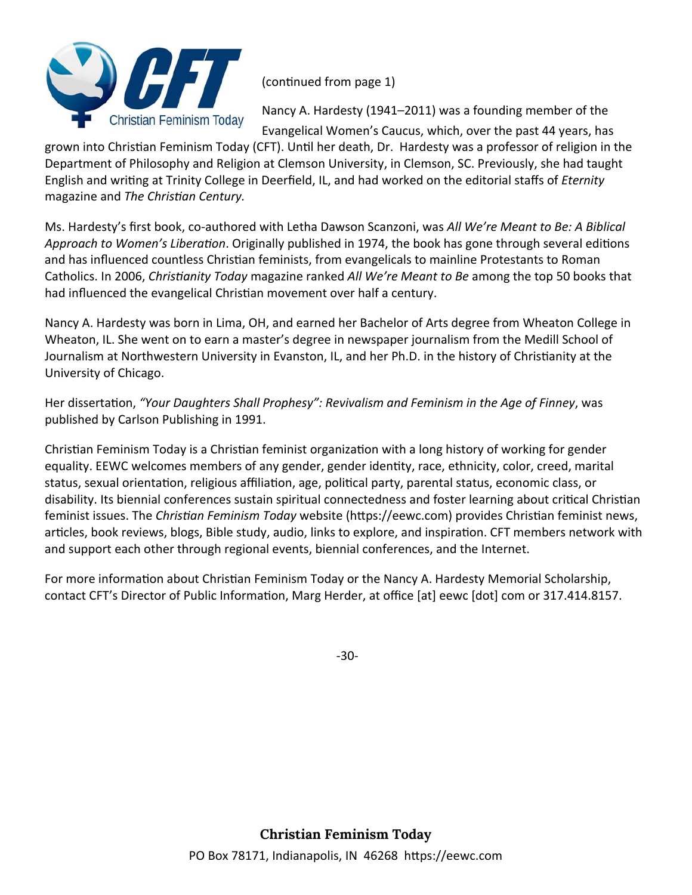(continued from page 1)

Nancy A. Hardesty (1941–2011) was a founding member of the Evangelical Women's Caucus, which, over the past 44 years, has grown into Christian Feminism Today (CFT). Until her death, Dr. Hardesty was a professor of religion in the Department of Philosophy and Religion at Clemson University, in Clemson, SC. Previously, she had taught English and writing at Trinity College in Deerfield, IL, and had worked on the editorial staffs of *Eternity* magazine and *The Christian Century.*

Ms. Hardesty's first book, co-authored with Letha Dawson Scanzoni, was *All We're Meant to Be: A Biblical Approach to Women's Liberation*. Originally published in 1974, the book has gone through several editions and has influenced countless Christian feminists, from evangelicals to mainline Protestants to Roman Catholics. In 2006, *Christianity Today* magazine ranked *All We're Meant to Be* among the top 50 books that had influenced the evangelical Christian movement over half a century.

Nancy A. Hardesty was born in Lima, OH, and earned her Bachelor of Arts degree from Wheaton College in Wheaton, IL. She went on to earn a master's degree in newspaper journalism from the Medill School of Journalism at Northwestern University in Evanston, IL, and her Ph.D. in the history of Christianity at the University of Chicago.

Her dissertation, *"Your Daughters Shall Prophesy": Revivalism and Feminism in the Age of Finney*, was published by Carlson Publishing in 1991.

Christian Feminism Today is a Christian feminist organization with a long history of working for gender equality. EEWC welcomes members of any gender, gender identity, race, ethnicity, color, creed, marital status, sexual orientation, religious affiliation, age, political party, parental status, economic class, or disability. Its biennial conferences sustain spiritual connectedness and foster learning about critical Christian feminist issues. The *Christian Feminism Today* website (https://eewc.com) provides Christian feminist news, articles, book reviews, blogs, Bible study, audio, links to explore, and inspiration. CFT members network with and support each other through regional events, biennial conferences, and the Internet.

For more information about Christian Feminism Today or the Nancy A. Hardesty Memorial Scholarship, contact CFT's Director of Public Information, Marg Herder, at office [at] eewc [dot] com or 317.414.8157.

-30-

**Christian Feminism Today**

PO Box 78171, Indianapolis, IN 46268 https://eewc.com